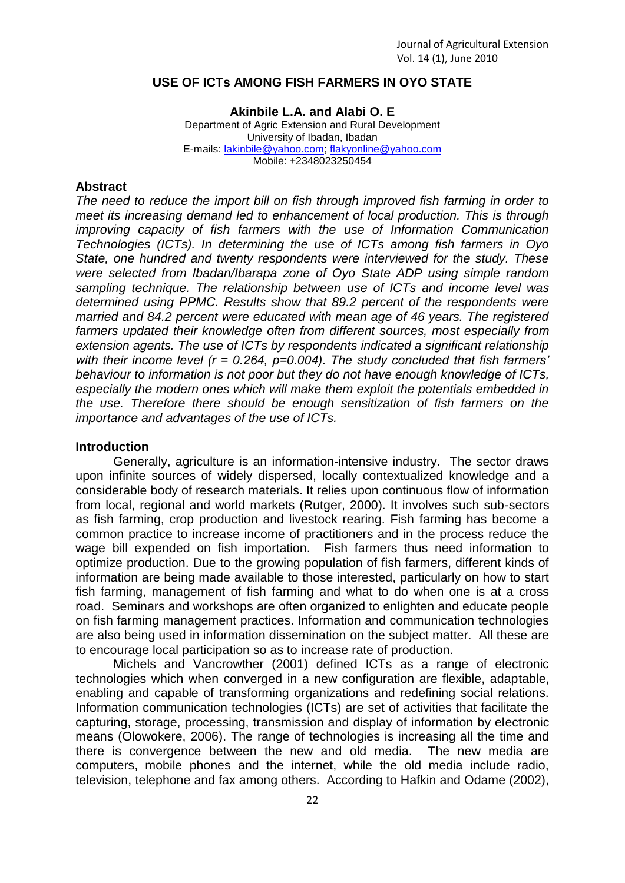# USE OF ICTs AMONG FISH FARMERS IN OYO STATE

**Akinbile L.A. and Alabi O. E**

Department of Agric Extension and Rural Development
University of Ibadan, Ibadan
E-mails: lakinbile@yahoo.com; flakyonline@yahoo.com
Mobile: +2348023250454

## Abstract

*The need to reduce the import bill on fish through improved fish farming in order to meet its increasing demand led to enhancement of local production. This is through improving capacity of fish farmers with the use of Information Communication Technologies (ICTs). In determining the use of ICTs among fish farmers in Oyo State, one hundred and twenty respondents were interviewed for the study. These were selected from Ibadan/Ibarapa zone of Oyo State ADP using simple random sampling technique. The relationship between use of ICTs and income level was determined using PPMC. Results show that 89.2 percent of the respondents were married and 84.2 percent were educated with mean age of 46 years. The registered farmers updated their knowledge often from different sources, most especially from extension agents. The use of ICTs by respondents indicated a significant relationship with their income level ($r = 0.264$, $p=0.004$). The study concluded that fish farmers' behaviour to information is not poor but they do not have enough knowledge of ICTs, especially the modern ones which will make them exploit the potentials embedded in the use. Therefore there should be enough sensitization of fish farmers on the importance and advantages of the use of ICTs.*

## Introduction

Generally, agriculture is an information-intensive industry. The sector draws upon infinite sources of widely dispersed, locally contextualized knowledge and a considerable body of research materials. It relies upon continuous flow of information from local, regional and world markets (Rutger, 2000). It involves such sub-sectors as fish farming, crop production and livestock rearing. Fish farming has become a common practice to increase income of practitioners and in the process reduce the wage bill expended on fish importation. Fish farmers thus need information to optimize production. Due to the growing population of fish farmers, different kinds of information are being made available to those interested, particularly on how to start fish farming, management of fish farming and what to do when one is at a cross road. Seminars and workshops are often organized to enlighten and educate people on fish farming management practices. Information and communication technologies are also being used in information dissemination on the subject matter. All these are to encourage local participation so as to increase rate of production.

Michels and Vancrowther (2001) defined ICTs as a range of electronic technologies which when converged in a new configuration are flexible, adaptable, enabling and capable of transforming organizations and redefining social relations. Information communication technologies (ICTs) are set of activities that facilitate the capturing, storage, processing, transmission and display of information by electronic means (Olowokere, 2006). The range of technologies is increasing all the time and there is convergence between the new and old media. The new media are computers, mobile phones and the internet, while the old media include radio, television, telephone and fax among others. According to Hafkin and Odame (2002),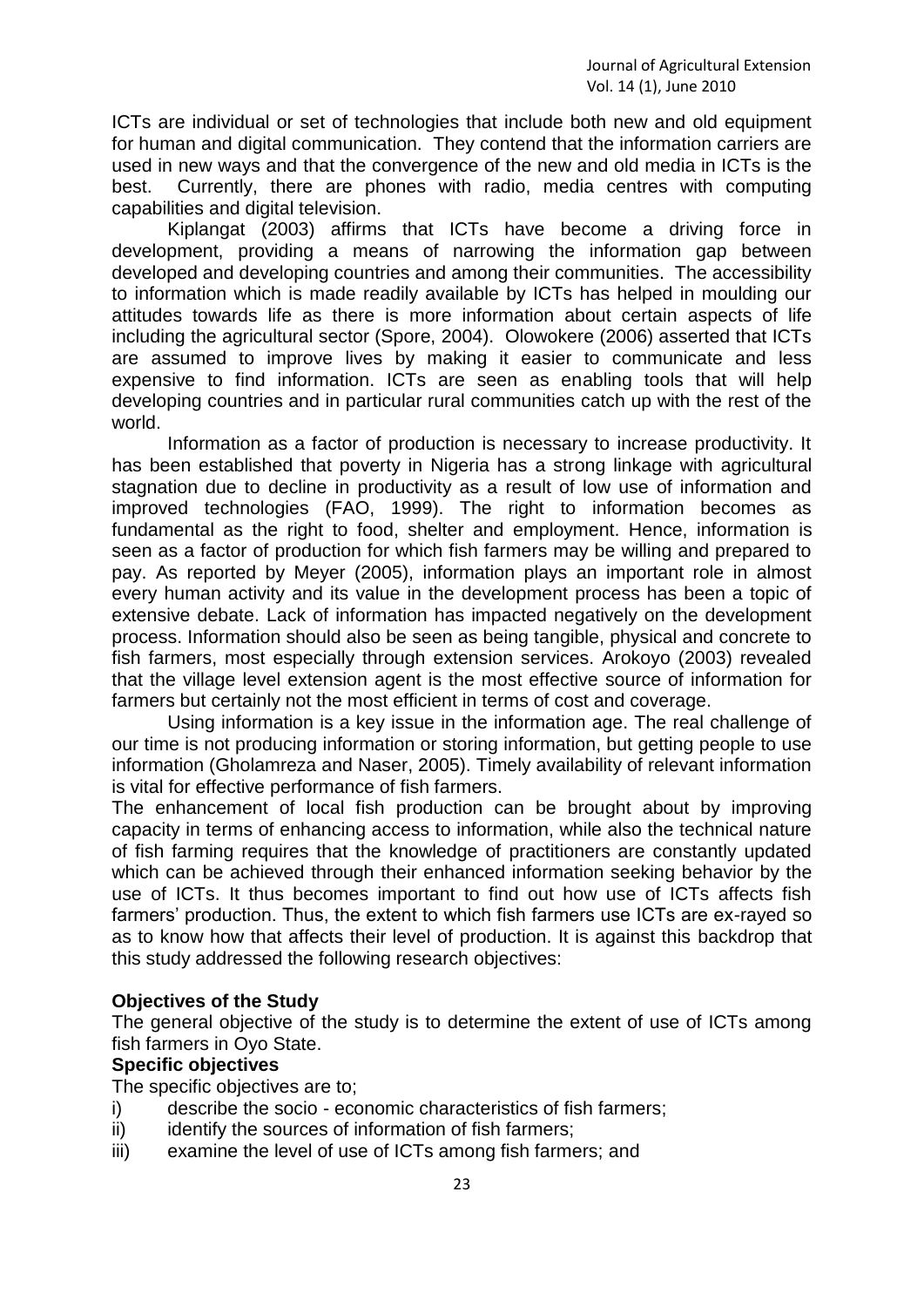ICTs are individual or set of technologies that include both new and old equipment for human and digital communication. They contend that the information carriers are used in new ways and that the convergence of the new and old media in ICTs is the best. Currently, there are phones with radio, media centres with computing capabilities and digital television.

Kiplangat (2003) affirms that ICTs have become a driving force in development, providing a means of narrowing the information gap between developed and developing countries and among their communities. The accessibility to information which is made readily available by ICTs has helped in moulding our attitudes towards life as there is more information about certain aspects of life including the agricultural sector (Spore, 2004). Olowokere (2006) asserted that ICTs are assumed to improve lives by making it easier to communicate and less expensive to find information. ICTs are seen as enabling tools that will help developing countries and in particular rural communities catch up with the rest of the world.

Information as a factor of production is necessary to increase productivity. It has been established that poverty in Nigeria has a strong linkage with agricultural stagnation due to decline in productivity as a result of low use of information and improved technologies (FAO, 1999). The right to information becomes as fundamental as the right to food, shelter and employment. Hence, information is seen as a factor of production for which fish farmers may be willing and prepared to pay. As reported by Meyer (2005), information plays an important role in almost every human activity and its value in the development process has been a topic of extensive debate. Lack of information has impacted negatively on the development process. Information should also be seen as being tangible, physical and concrete to fish farmers, most especially through extension services. Arokoyo (2003) revealed that the village level extension agent is the most effective source of information for farmers but certainly not the most efficient in terms of cost and coverage.

Using information is a key issue in the information age. The real challenge of our time is not producing information or storing information, but getting people to use information (Gholamreza and Naser, 2005). Timely availability of relevant information is vital for effective performance of fish farmers.

The enhancement of local fish production can be brought about by improving capacity in terms of enhancing access to information, while also the technical nature of fish farming requires that the knowledge of practitioners are constantly updated which can be achieved through their enhanced information seeking behavior by the use of ICTs. It thus becomes important to find out how use of ICTs affects fish farmers' production. Thus, the extent to which fish farmers use ICTs are ex-rayed so as to know how that affects their level of production. It is against this backdrop that this study addressed the following research objectives:

**Objectives of the Study**

The general objective of the study is to determine the extent of use of ICTs among fish farmers in Oyo State.

**Specific objectives**

The specific objectives are to;

i) describe the socio - economic characteristics of fish farmers;
ii) identify the sources of information of fish farmers;
iii) examine the level of use of ICTs among fish farmers; and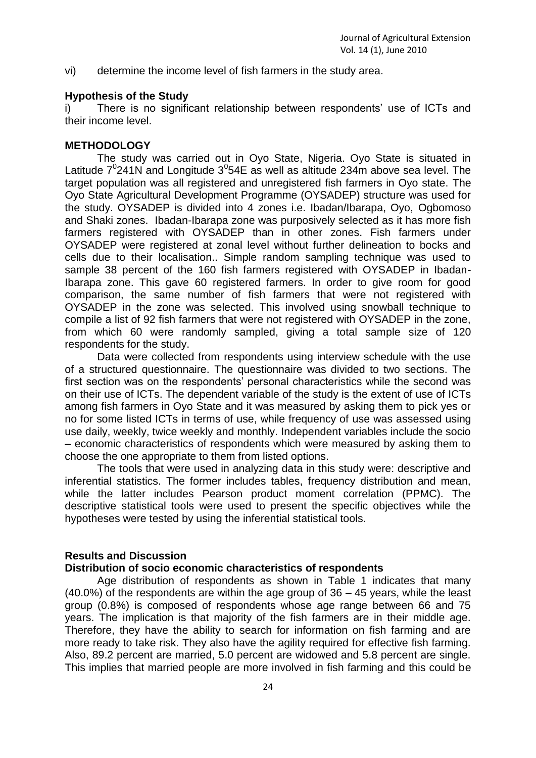vi) determine the income level of fish farmers in the study area.

### Hypothesis of the Study

i) There is no significant relationship between respondents' use of ICTs and their income level.

### METHODOLOGY

The study was carried out in Oyo State, Nigeria. Oyo State is situated in Latitude $7^0$241N and Longitude $3^0$54E as well as altitude 234m above sea level. The target population was all registered and unregistered fish farmers in Oyo state. The Oyo State Agricultural Development Programme (OYSADEP) structure was used for the study. OYSADEP is divided into 4 zones i.e. Ibadan/Ibarapa, Oyo, Ogbomoso and Shaki zones. Ibadan-Ibarapa zone was purposively selected as it has more fish farmers registered with OYSADEP than in other zones. Fish farmers under OYSADEP were registered at zonal level without further delineation to bocks and cells due to their localisation.. Simple random sampling technique was used to sample 38 percent of the 160 fish farmers registered with OYSADEP in Ibadan-Ibarapa zone. This gave 60 registered farmers. In order to give room for good comparison, the same number of fish farmers that were not registered with OYSADEP in the zone was selected. This involved using snowball technique to compile a list of 92 fish farmers that were not registered with OYSADEP in the zone, from which 60 were randomly sampled, giving a total sample size of 120 respondents for the study.

Data were collected from respondents using interview schedule with the use of a structured questionnaire. The questionnaire was divided to two sections. The first section was on the respondents' personal characteristics while the second was on their use of ICTs. The dependent variable of the study is the extent of use of ICTs among fish farmers in Oyo State and it was measured by asking them to pick yes or no for some listed ICTs in terms of use, while frequency of use was assessed using use daily, weekly, twice weekly and monthly. Independent variables include the socio – economic characteristics of respondents which were measured by asking them to choose the one appropriate to them from listed options.

The tools that were used in analyzing data in this study were: descriptive and inferential statistics. The former includes tables, frequency distribution and mean, while the latter includes Pearson product moment correlation (PPMC). The descriptive statistical tools were used to present the specific objectives while the hypotheses were tested by using the inferential statistical tools.

### Results and Discussion

#### Distribution of socio economic characteristics of respondents

Age distribution of respondents as shown in Table 1 indicates that many (40.0%) of the respondents are within the age group of 36 – 45 years, while the least group (0.8%) is composed of respondents whose age range between 66 and 75 years. The implication is that majority of the fish farmers are in their middle age. Therefore, they have the ability to search for information on fish farming and are more ready to take risk. They also have the agility required for effective fish farming. Also, 89.2 percent are married, 5.0 percent are widowed and 5.8 percent are single. This implies that married people are more involved in fish farming and this could be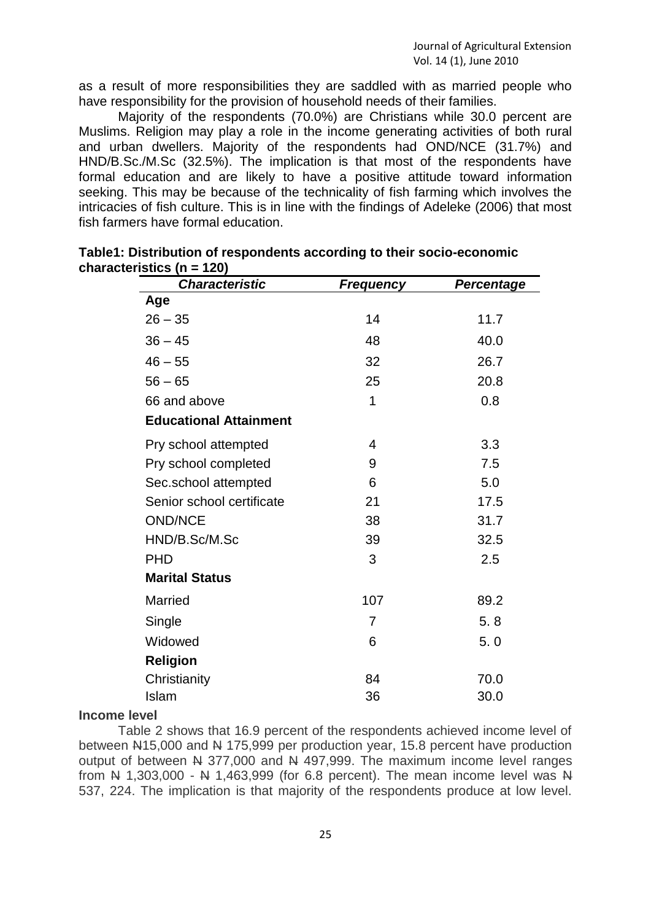as a result of more responsibilities they are saddled with as married people who have responsibility for the provision of household needs of their families.

Majority of the respondents (70.0%) are Christians while 30.0 percent are Muslims. Religion may play a role in the income generating activities of both rural and urban dwellers. Majority of the respondents had OND/NCE (31.7%) and HND/B.Sc./M.Sc (32.5%). The implication is that most of the respondents have formal education and are likely to have a positive attitude toward information seeking. This may be because of the technicality of fish farming which involves the intricacies of fish culture. This is in line with the findings of Adeleke (2006) that most fish farmers have formal education.

**Table1: Distribution of respondents according to their socio-economic characteristics (n = 120)**

| *Characteristic* | *Frequency* | *Percentage* |
|---|---|---|
| **Age** | | |
| 26 – 35 | 14 | 11.7 |
| 36 – 45 | 48 | 40.0 |
| 46 – 55 | 32 | 26.7 |
| 56 – 65 | 25 | 20.8 |
| 66 and above | 1 | 0.8 |
| **Educational Attainment** | | |
| Pry school attempted | 4 | 3.3 |
| Pry school completed | 9 | 7.5 |
| Sec.school attempted | 6 | 5.0 |
| Senior school certificate | 21 | 17.5 |
| OND/NCE | 38 | 31.7 |
| HND/B.Sc/M.Sc | 39 | 32.5 |
| PHD | 3 | 2.5 |
| **Marital Status** | | |
| Married | 107 | 89.2 |
| Single | 7 | 5. 8 |
| Widowed | 6 | 5. 0 |
| **Religion** | | |
| Christianity | 84 | 70.0 |
| Islam | 36 | 30.0 |

**Income level**

Table 2 shows that 16.9 percent of the respondents achieved income level of between ₦15,000 and ₦ 175,999 per production year, 15.8 percent have production output of between ₦ 377,000 and ₦ 497,999. The maximum income level ranges from ₦ 1,303,000 - ₦ 1,463,999 (for 6.8 percent). The mean income level was ₦ 537, 224. The implication is that majority of the respondents produce at low level.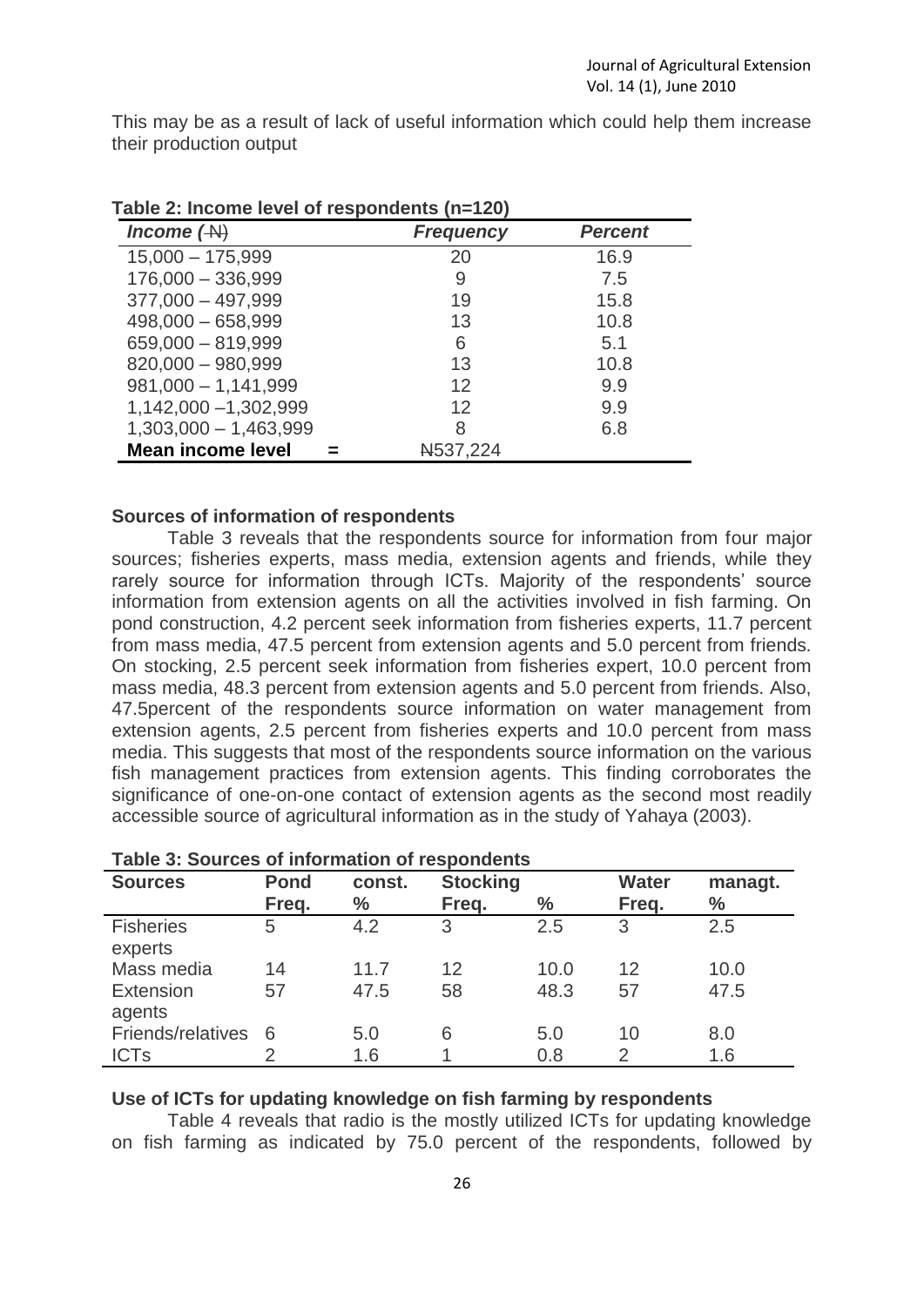This may be as a result of lack of useful information which could help them increase their production output

**Table 2: Income level of respondents (n=120)**

| *Income (₦)* | *Frequency* | *Percent* |
|---|---|---|
| 15,000 – 175,999 | 20 | 16.9 |
| 176,000 – 336,999 | 9 | 7.5 |
| 377,000 – 497,999 | 19 | 15.8 |
| 498,000 – 658,999 | 13 | 10.8 |
| 659,000 – 819,999 | 6 | 5.1 |
| 820,000 – 980,999 | 13 | 10.8 |
| 981,000 – 1,141,999 | 12 | 9.9 |
| 1,142,000 –1,302,999 | 12 | 9.9 |
| 1,303,000 – 1,463,999 | 8 | 6.8 |
| **Mean income level =** | ₦537,224 | |

**Sources of information of respondents**

Table 3 reveals that the respondents source for information from four major sources; fisheries experts, mass media, extension agents and friends, while they rarely source for information through ICTs. Majority of the respondents' source information from extension agents on all the activities involved in fish farming. On pond construction, 4.2 percent seek information from fisheries experts, 11.7 percent from mass media, 47.5 percent from extension agents and 5.0 percent from friends. On stocking, 2.5 percent seek information from fisheries expert, 10.0 percent from mass media, 48.3 percent from extension agents and 5.0 percent from friends. Also, 47.5percent of the respondents source information on water management from extension agents, 2.5 percent from fisheries experts and 10.0 percent from mass media. This suggests that most of the respondents source information on the various fish management practices from extension agents. This finding corroborates the significance of one-on-one contact of extension agents as the second most readily accessible source of agricultural information as in the study of Yahaya (2003).

**Table 3: Sources of information of respondents**

| **Sources** | **Pond** | **const.** | **Stocking** | | **Water** | **managt.** |
|---|---|---|---|---|---|---|
| | **Freq.** | **%** | **Freq.** | **%** | **Freq.** | **%** |
| Fisheries experts | 5 | 4.2 | 3 | 2.5 | 3 | 2.5 |
| Mass media | 14 | 11.7 | 12 | 10.0 | 12 | 10.0 |
| Extension agents | 57 | 47.5 | 58 | 48.3 | 57 | 47.5 |
| Friends/relatives | 6 | 5.0 | 6 | 5.0 | 10 | 8.0 |
| ICTs | 2 | 1.6 | 1 | 0.8 | 2 | 1.6 |

**Use of ICTs for updating knowledge on fish farming by respondents**

Table 4 reveals that radio is the mostly utilized ICTs for updating knowledge on fish farming as indicated by 75.0 percent of the respondents, followed by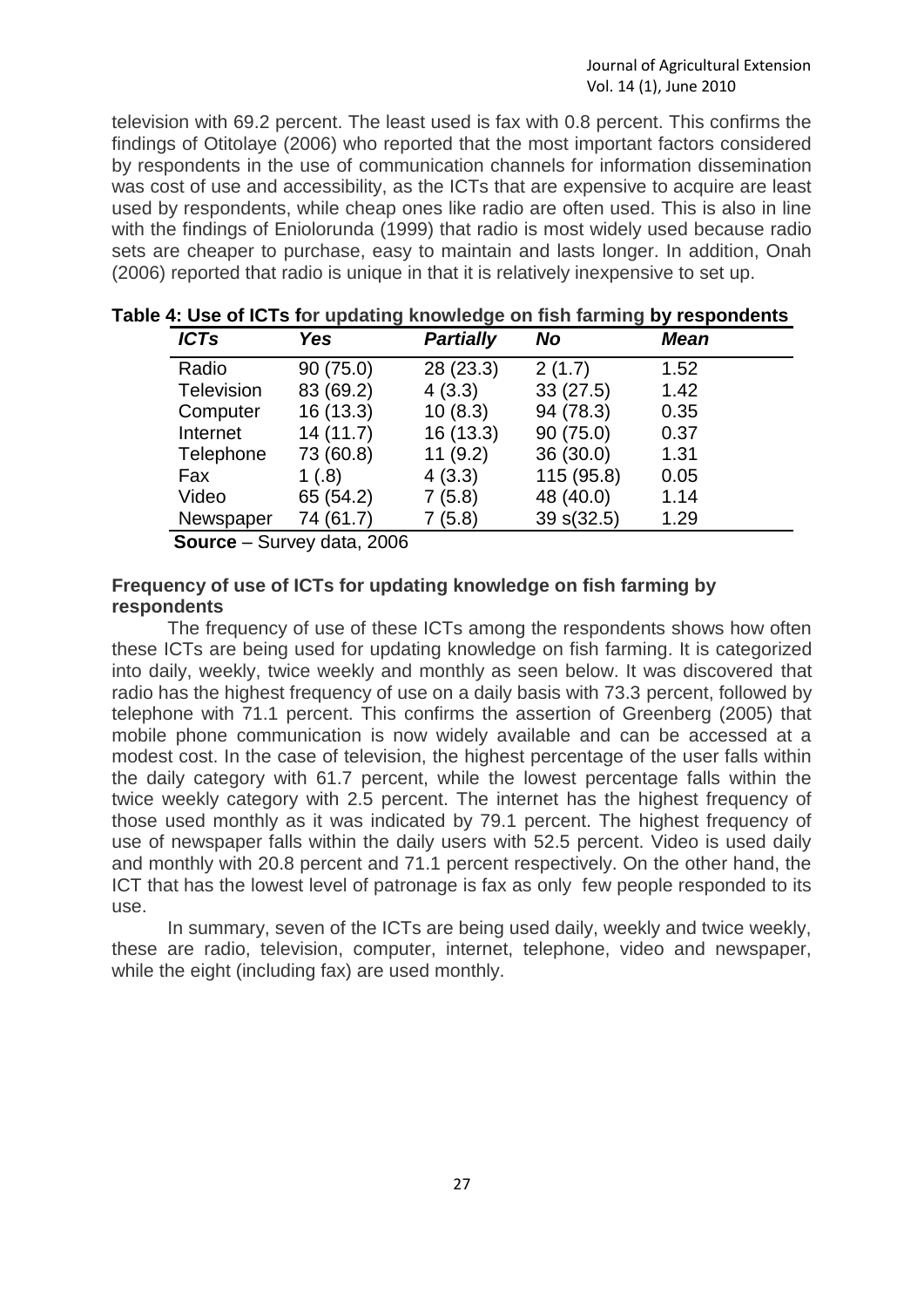television with 69.2 percent. The least used is fax with 0.8 percent. This confirms the findings of Otitolaye (2006) who reported that the most important factors considered by respondents in the use of communication channels for information dissemination was cost of use and accessibility, as the ICTs that are expensive to acquire are least used by respondents, while cheap ones like radio are often used. This is also in line with the findings of Eniolorunda (1999) that radio is most widely used because radio sets are cheaper to purchase, easy to maintain and lasts longer. In addition, Onah (2006) reported that radio is unique in that it is relatively inexpensive to set up.

**Table 4: Use of ICTs for updating knowledge on fish farming by respondents**

| *ICTs* | *Yes* | *Partially* | *No* | *Mean* |
|---|---|---|---|---|
| Radio | 90 (75.0) | 28 (23.3) | 2 (1.7) | 1.52 |
| Television | 83 (69.2) | 4 (3.3) | 33 (27.5) | 1.42 |
| Computer | 16 (13.3) | 10 (8.3) | 94 (78.3) | 0.35 |
| Internet | 14 (11.7) | 16 (13.3) | 90 (75.0) | 0.37 |
| Telephone | 73 (60.8) | 11 (9.2) | 36 (30.0) | 1.31 |
| Fax | 1 (.8) | 4 (3.3) | 115 (95.8) | 0.05 |
| Video | 65 (54.2) | 7 (5.8) | 48 (40.0) | 1.14 |
| Newspaper | 74 (61.7) | 7 (5.8) | 39 s(32.5) | 1.29 |

**Source** – Survey data, 2006

**Frequency of use of ICTs for updating knowledge on fish farming by respondents**

The frequency of use of these ICTs among the respondents shows how often these ICTs are being used for updating knowledge on fish farming. It is categorized into daily, weekly, twice weekly and monthly as seen below. It was discovered that radio has the highest frequency of use on a daily basis with 73.3 percent, followed by telephone with 71.1 percent. This confirms the assertion of Greenberg (2005) that mobile phone communication is now widely available and can be accessed at a modest cost. In the case of television, the highest percentage of the user falls within the daily category with 61.7 percent, while the lowest percentage falls within the twice weekly category with 2.5 percent. The internet has the highest frequency of those used monthly as it was indicated by 79.1 percent. The highest frequency of use of newspaper falls within the daily users with 52.5 percent. Video is used daily and monthly with 20.8 percent and 71.1 percent respectively. On the other hand, the ICT that has the lowest level of patronage is fax as only few people responded to its use.

In summary, seven of the ICTs are being used daily, weekly and twice weekly, these are radio, television, computer, internet, telephone, video and newspaper, while the eight (including fax) are used monthly.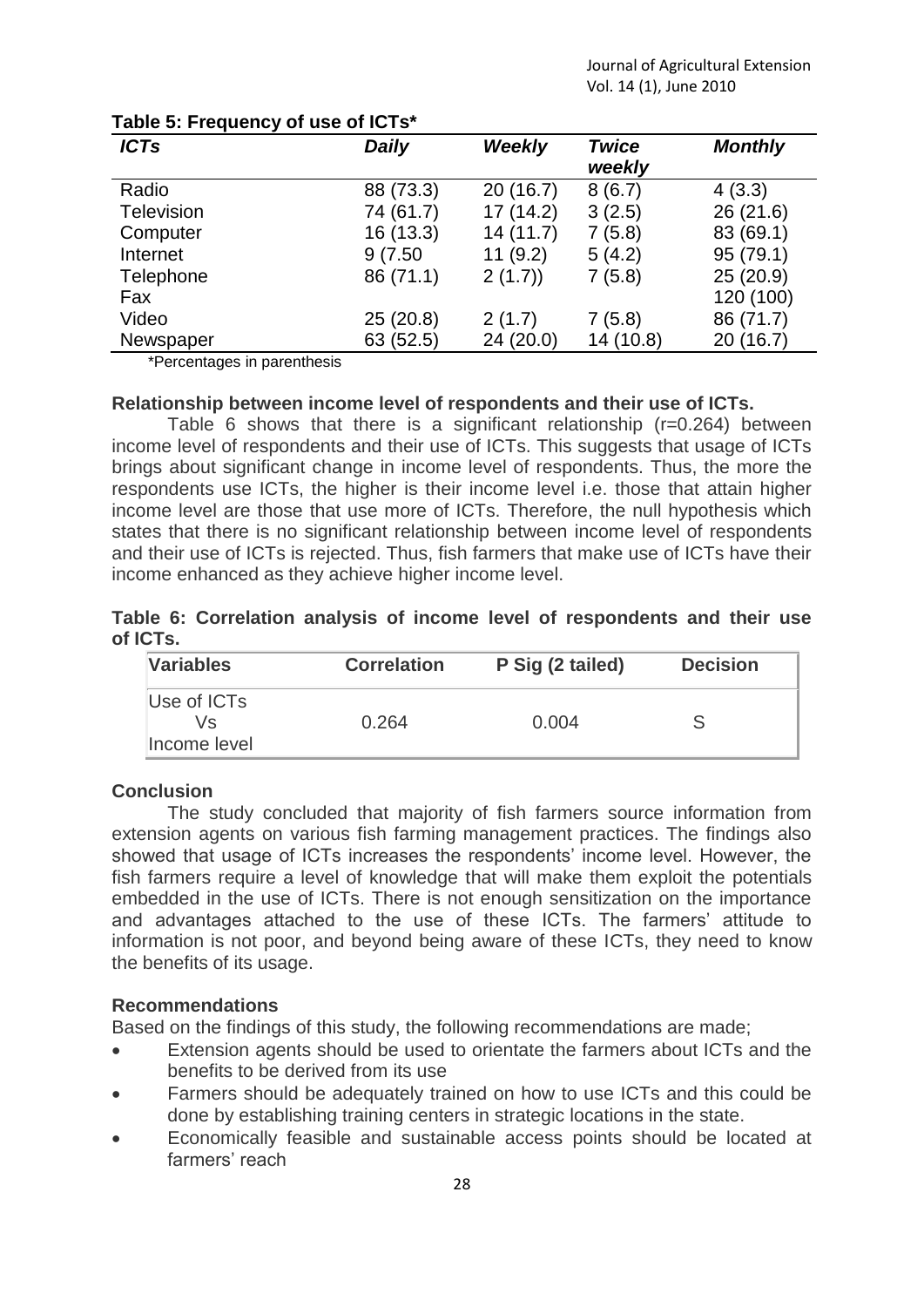**Table 5: Frequency of use of ICTs***

| *ICTs* | *Daily* | *Weekly* | *Twice weekly* | *Monthly* |
|---|---|---|---|---|
| Radio | 88 (73.3) | 20 (16.7) | 8 (6.7) | 4 (3.3) |
| Television | 74 (61.7) | 17 (14.2) | 3 (2.5) | 26 (21.6) |
| Computer | 16 (13.3) | 14 (11.7) | 7 (5.8) | 83 (69.1) |
| Internet | 9 (7.50 | 11 (9.2) | 5 (4.2) | 95 (79.1) |
| Telephone | 86 (71.1) | 2 (1.7)) | 7 (5.8) | 25 (20.9) |
| Fax | | | | 120 (100) |
| Video | 25 (20.8) | 2 (1.7) | 7 (5.8) | 86 (71.7) |
| Newspaper | 63 (52.5) | 24 (20.0) | 14 (10.8) | 20 (16.7) |

*Percentages in parenthesis

**Relationship between income level of respondents and their use of ICTs.**

Table 6 shows that there is a significant relationship (r=0.264) between income level of respondents and their use of ICTs. This suggests that usage of ICTs brings about significant change in income level of respondents. Thus, the more the respondents use ICTs, the higher is their income level i.e. those that attain higher income level are those that use more of ICTs. Therefore, the null hypothesis which states that there is no significant relationship between income level of respondents and their use of ICTs is rejected. Thus, fish farmers that make use of ICTs have their income enhanced as they achieve higher income level.

**Table 6: Correlation analysis of income level of respondents and their use of ICTs.**

| Variables | Correlation | P Sig (2 tailed) | Decision |
|---|---|---|---|
| Use of ICTs Vs Income level | 0.264 | 0.004 | S |

**Conclusion**

The study concluded that majority of fish farmers source information from extension agents on various fish farming management practices. The findings also showed that usage of ICTs increases the respondents' income level. However, the fish farmers require a level of knowledge that will make them exploit the potentials embedded in the use of ICTs. There is not enough sensitization on the importance and advantages attached to the use of these ICTs. The farmers' attitude to information is not poor, and beyond being aware of these ICTs, they need to know the benefits of its usage.

**Recommendations**

Based on the findings of this study, the following recommendations are made;

- Extension agents should be used to orientate the farmers about ICTs and the benefits to be derived from its use
- Farmers should be adequately trained on how to use ICTs and this could be done by establishing training centers in strategic locations in the state.
- Economically feasible and sustainable access points should be located at farmers' reach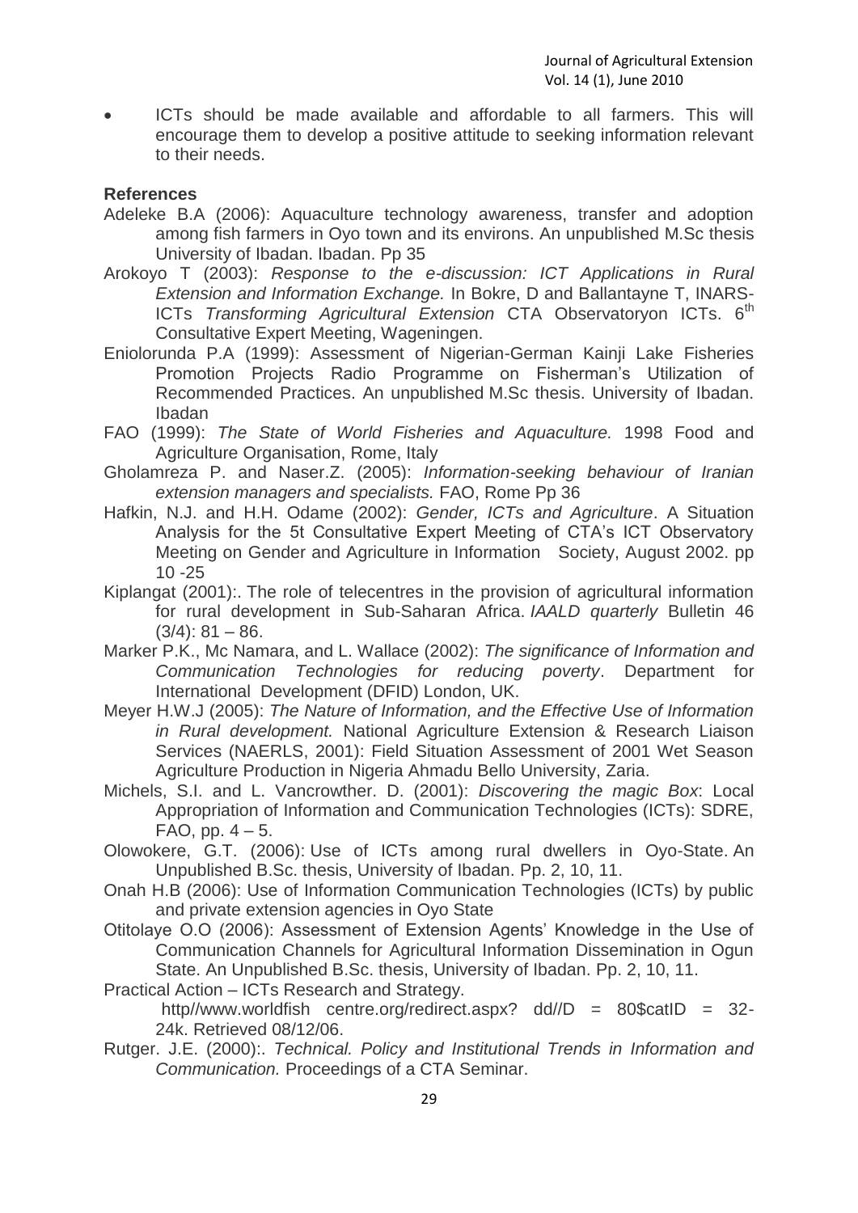- ICTs should be made available and affordable to all farmers. This will encourage them to develop a positive attitude to seeking information relevant to their needs.

**References**

Adeleke B.A (2006): Aquaculture technology awareness, transfer and adoption among fish farmers in Oyo town and its environs. An unpublished M.Sc thesis University of Ibadan. Ibadan. Pp 35

Arokoyo T (2003): *Response to the e-discussion: ICT Applications in Rural Extension and Information Exchange.* In Bokre, D and Ballantayne T, INARS-ICTs *Transforming Agricultural Extension* CTA Observatoryon ICTs. 6th Consultative Expert Meeting, Wageningen.

Eniolorunda P.A (1999): Assessment of Nigerian-German Kainji Lake Fisheries Promotion Projects Radio Programme on Fisherman's Utilization of Recommended Practices. An unpublished M.Sc thesis. University of Ibadan. Ibadan

FAO (1999): *The State of World Fisheries and Aquaculture.* 1998 Food and Agriculture Organisation, Rome, Italy

Gholamreza P. and Naser.Z. (2005): *Information-seeking behaviour of Iranian extension managers and specialists.* FAO, Rome Pp 36

Hafkin, N.J. and H.H. Odame (2002): *Gender, ICTs and Agriculture*. A Situation Analysis for the 5t Consultative Expert Meeting of CTA's ICT Observatory Meeting on Gender and Agriculture in Information Society, August 2002. pp 10 -25

Kiplangat (2001):. The role of telecentres in the provision of agricultural information for rural development in Sub-Saharan Africa. *IAALD quarterly* Bulletin 46 (3/4): 81 – 86.

Marker P.K., Mc Namara, and L. Wallace (2002): *The significance of Information and Communication Technologies for reducing poverty*. Department for International Development (DFID) London, UK.

Meyer H.W.J (2005): *The Nature of Information, and the Effective Use of Information in Rural development.* National Agriculture Extension & Research Liaison Services (NAERLS, 2001): Field Situation Assessment of 2001 Wet Season Agriculture Production in Nigeria Ahmadu Bello University, Zaria.

Michels, S.I. and L. Vancrowther. D. (2001): *Discovering the magic Box*: Local Appropriation of Information and Communication Technologies (ICTs): SDRE, FAO, pp. 4 – 5.

Olowokere, G.T. (2006): Use of ICTs among rural dwellers in Oyo-State. An Unpublished B.Sc. thesis, University of Ibadan. Pp. 2, 10, 11.

Onah H.B (2006): Use of Information Communication Technologies (ICTs) by public and private extension agencies in Oyo State

Otitolaye O.O (2006): Assessment of Extension Agents' Knowledge in the Use of Communication Channels for Agricultural Information Dissemination in Ogun State. An Unpublished B.Sc. thesis, University of Ibadan. Pp. 2, 10, 11.

Practical Action – ICTs Research and Strategy.
http//www.worldfish centre.org/redirect.aspx? dd//D = 80$catID = 32-24k. Retrieved 08/12/06.

Rutger. J.E. (2000):. *Technical. Policy and Institutional Trends in Information and Communication.* Proceedings of a CTA Seminar.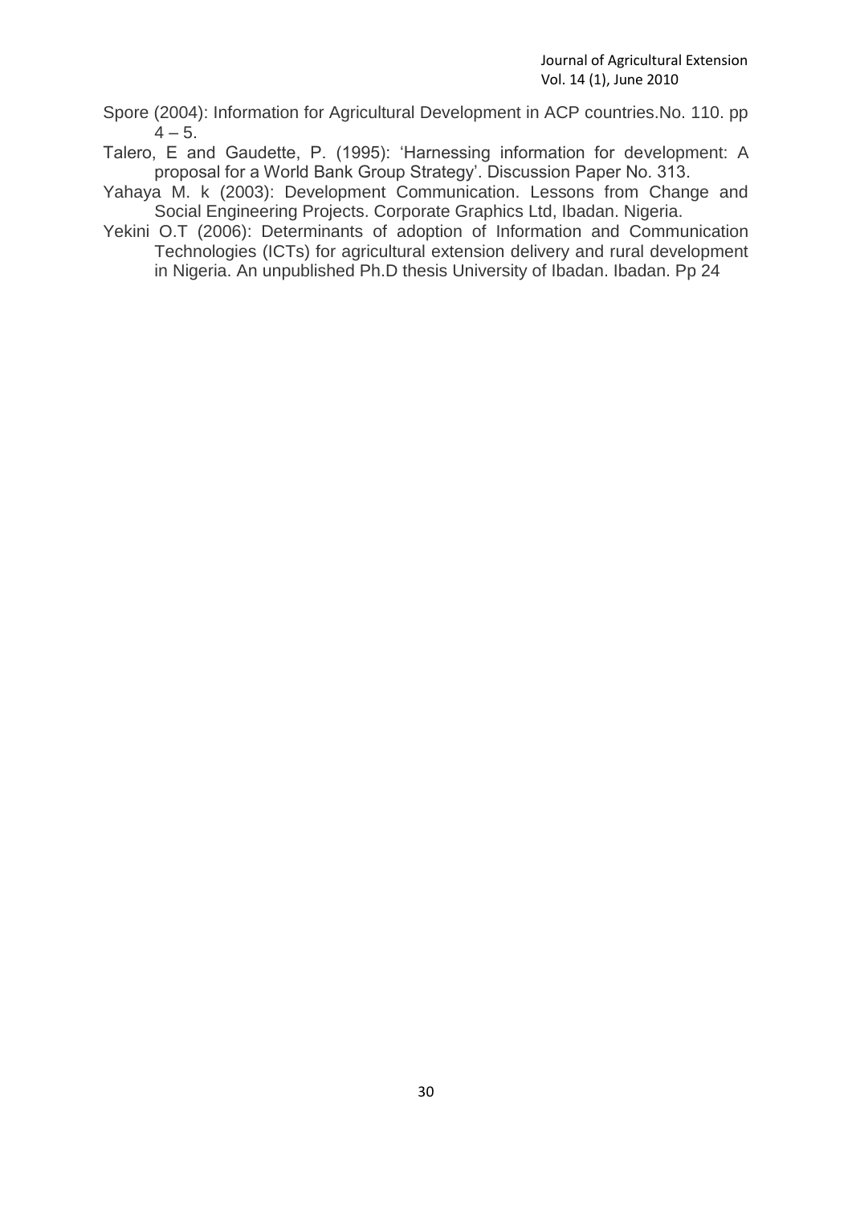Spore (2004): Information for Agricultural Development in ACP countries.No. 110. pp 4 – 5.

Talero, E and Gaudette, P. (1995): 'Harnessing information for development: A proposal for a World Bank Group Strategy'. Discussion Paper No. 313.

Yahaya M. k (2003): Development Communication. Lessons from Change and Social Engineering Projects. Corporate Graphics Ltd, Ibadan. Nigeria.

Yekini O.T (2006): Determinants of adoption of Information and Communication Technologies (ICTs) for agricultural extension delivery and rural development in Nigeria. An unpublished Ph.D thesis University of Ibadan. Ibadan. Pp 24